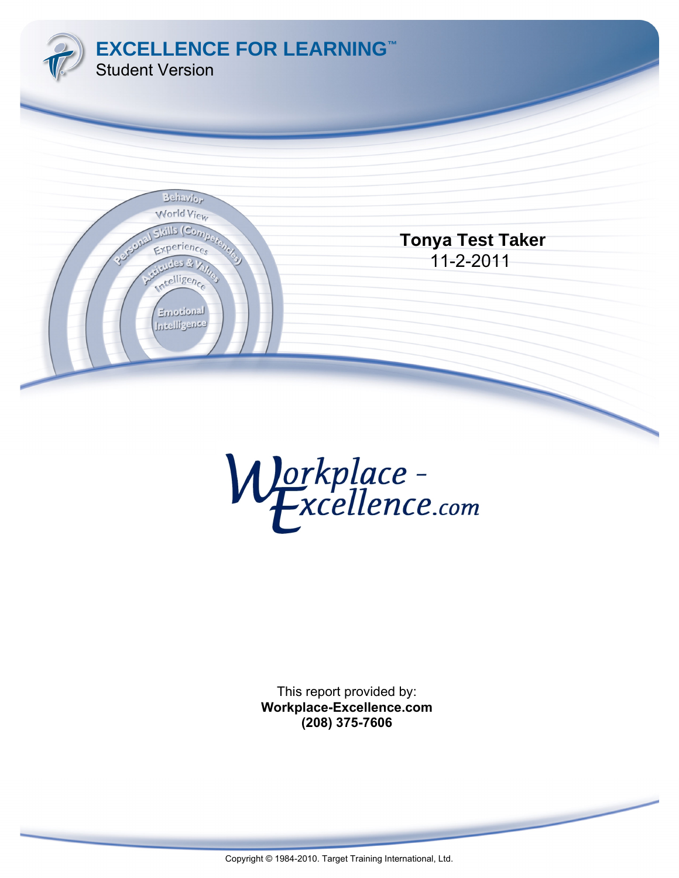# EXCELLENCE FOR LEARNING™

Student Version

**Tonya Test Taker**

11-2-2011

This report provided by:

**Workplace-Excellence.com**

**(208) 375-7606**

Copyright © 1984-2010. Target Training International, Ltd.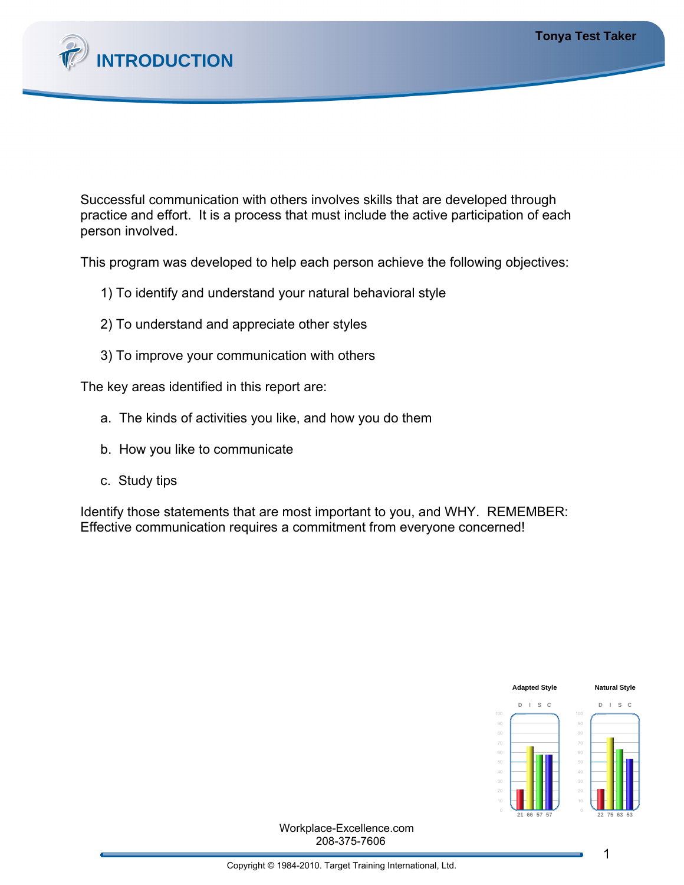# INTRODUCTION

Successful communication with others involves skills that are developed through practice and effort. It is a process that must include the active participation of each person involved.

This program was developed to help each person achieve the following objectives:

1) To identify and understand your natural behavioral style

2) To understand and appreciate other styles

3) To improve your communication with others

The key areas identified in this report are:

a. The kinds of activities you like, and how you do them

b. How you like to communicate

c. Study tips

Identify those statements that are most important to you, and WHY. REMEMBER: Effective communication requires a commitment from everyone concerned!

| | D | I | S | C |
|---|---|---|---|---|
| Adapted Style | 21 | 66 | 57 | 57 |
| Natural Style | 22 | 75 | 63 | 53 |

Workplace-Excellence.com
208-375-7606

Copyright © 1984-2010. Target Training International, Ltd.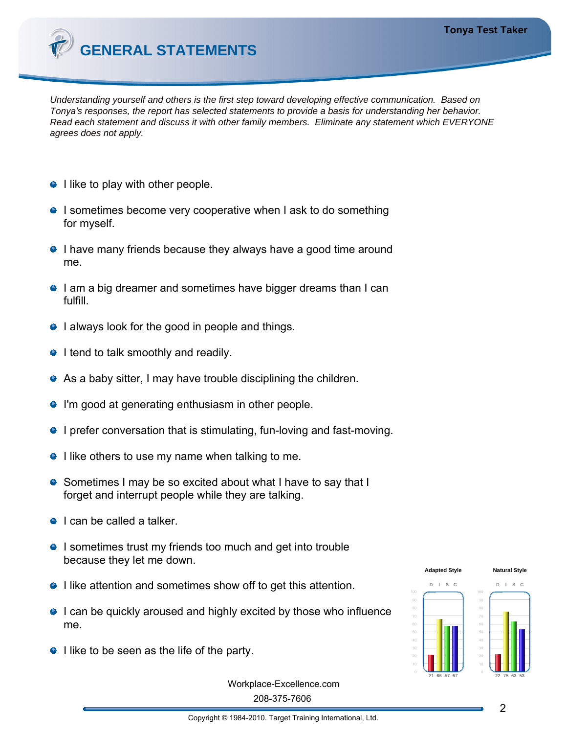# GENERAL STATEMENTS

*Understanding yourself and others is the first step toward developing effective communication. Based on Tonya's responses, the report has selected statements to provide a basis for understanding her behavior. Read each statement and discuss it with other family members. Eliminate any statement which EVERYONE agrees does not apply.*

- I like to play with other people.
- I sometimes become very cooperative when I ask to do something for myself.
- I have many friends because they always have a good time around me.
- I am a big dreamer and sometimes have bigger dreams than I can fulfill.
- I always look for the good in people and things.
- I tend to talk smoothly and readily.
- As a baby sitter, I may have trouble disciplining the children.
- I'm good at generating enthusiasm in other people.
- I prefer conversation that is stimulating, fun-loving and fast-moving.
- I like others to use my name when talking to me.
- Sometimes I may be so excited about what I have to say that I forget and interrupt people while they are talking.
- I can be called a talker.
- I sometimes trust my friends too much and get into trouble because they let me down.
- I like attention and sometimes show off to get this attention.
- I can be quickly aroused and highly excited by those who influence me.
- I like to be seen as the life of the party.

| | D | I | S | C |
|---|---|---|---|---|
| Adapted Style | 21 | 66 | 57 | 57 |
| Natural Style | 22 | 75 | 63 | 53 |

Workplace-Excellence.com

208-375-7606

Copyright © 1984-2010. Target Training International, Ltd.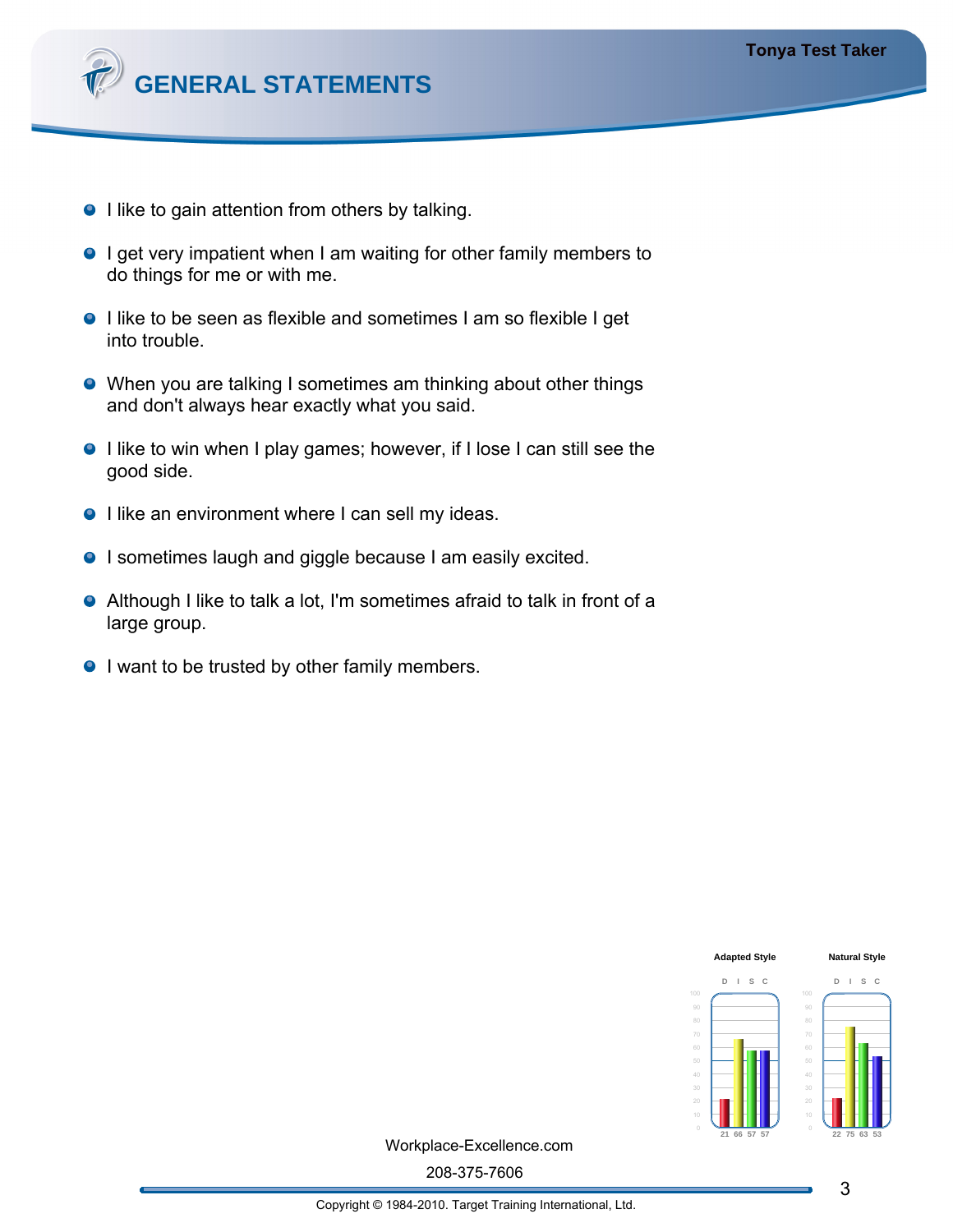# GENERAL STATEMENTS

- I like to gain attention from others by talking.
- I get very impatient when I am waiting for other family members to do things for me or with me.
- I like to be seen as flexible and sometimes I am so flexible I get into trouble.
- When you are talking I sometimes am thinking about other things and don't always hear exactly what you said.
- I like to win when I play games; however, if I lose I can still see the good side.
- I like an environment where I can sell my ideas.
- I sometimes laugh and giggle because I am easily excited.
- Although I like to talk a lot, I'm sometimes afraid to talk in front of a large group.
- I want to be trusted by other family members.

| | D | I | S | C |
|---|---|---|---|---|
| Adapted Style | 21 | 66 | 57 | 57 |
| Natural Style | 22 | 75 | 63 | 53 |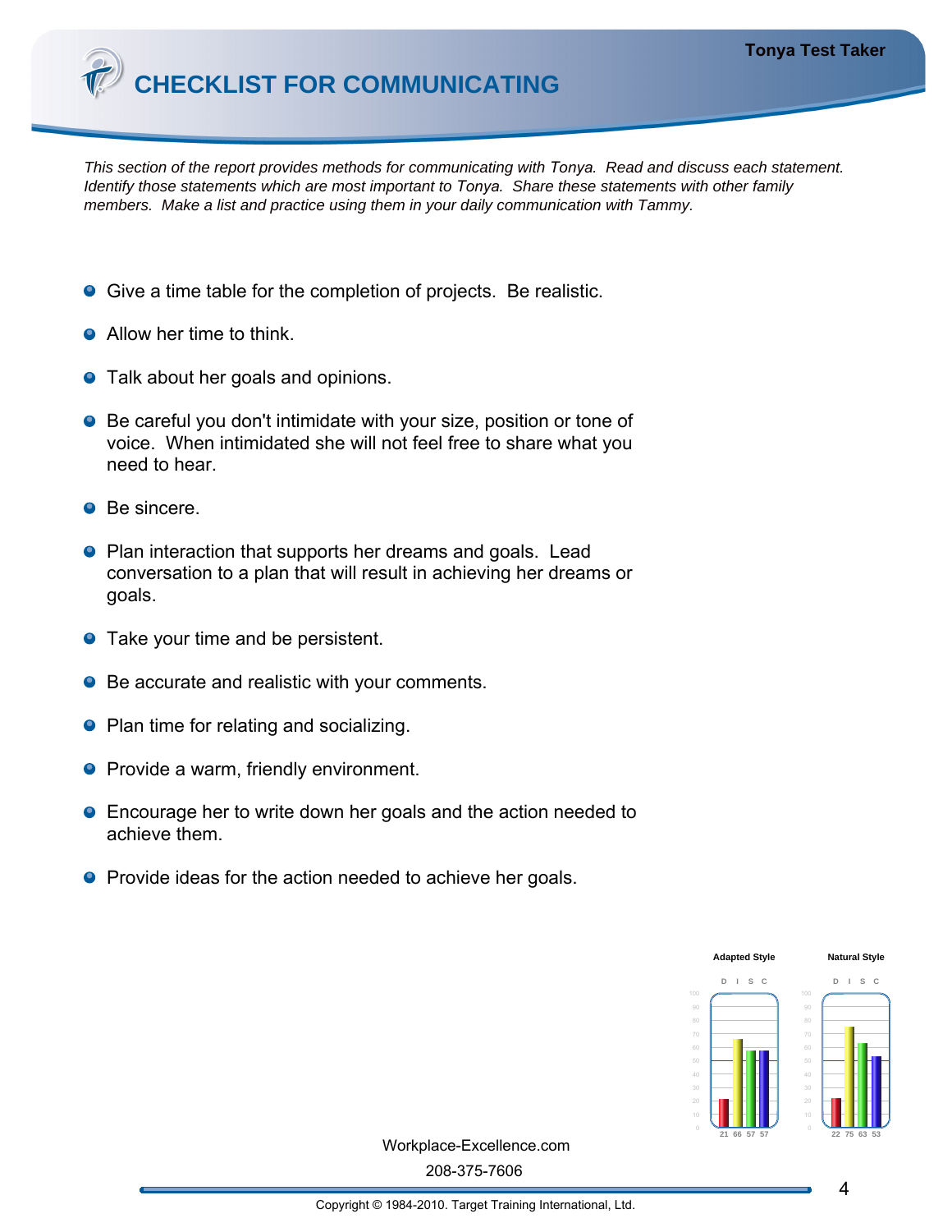# CHECKLIST FOR COMMUNICATING

*This section of the report provides methods for communicating with Tonya. Read and discuss each statement. Identify those statements which are most important to Tonya. Share these statements with other family members. Make a list and practice using them in your daily communication with Tammy.*

- Give a time table for the completion of projects. Be realistic.
- Allow her time to think.
- Talk about her goals and opinions.
- Be careful you don't intimidate with your size, position or tone of voice. When intimidated she will not feel free to share what you need to hear.
- Be sincere.
- Plan interaction that supports her dreams and goals. Lead conversation to a plan that will result in achieving her dreams or goals.
- Take your time and be persistent.
- Be accurate and realistic with your comments.
- Plan time for relating and socializing.
- Provide a warm, friendly environment.
- Encourage her to write down her goals and the action needed to achieve them.
- Provide ideas for the action needed to achieve her goals.

| | D | I | S | C |
|---|---|---|---|---|
| Adapted Style | 21 | 66 | 57 | 57 |
| Natural Style | 22 | 75 | 63 | 53 |

Workplace-Excellence.com

208-375-7606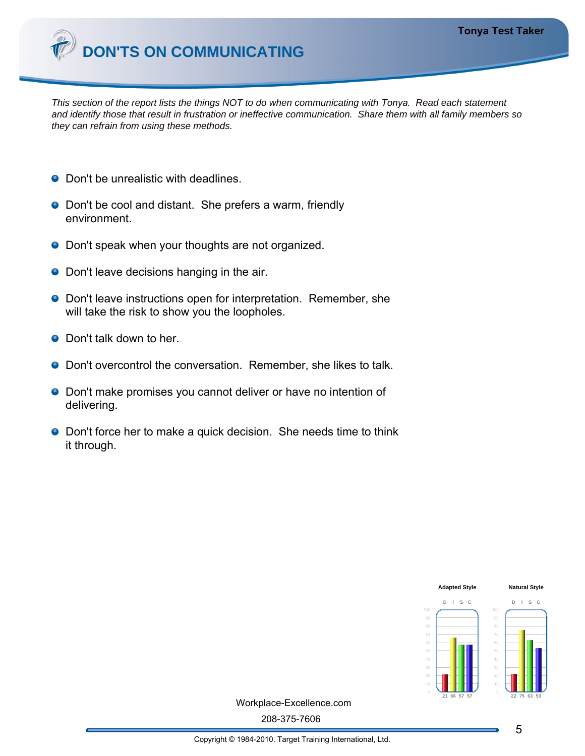# DON'TS ON COMMUNICATING

*This section of the report lists the things NOT to do when communicating with Tonya. Read each statement and identify those that result in frustration or ineffective communication. Share them with all family members so they can refrain from using these methods.*

- Don't be unrealistic with deadlines.
- Don't be cool and distant. She prefers a warm, friendly environment.
- Don't speak when your thoughts are not organized.
- Don't leave decisions hanging in the air.
- Don't leave instructions open for interpretation. Remember, she will take the risk to show you the loopholes.
- Don't talk down to her.
- Don't overcontrol the conversation. Remember, she likes to talk.
- Don't make promises you cannot deliver or have no intention of delivering.
- Don't force her to make a quick decision. She needs time to think it through.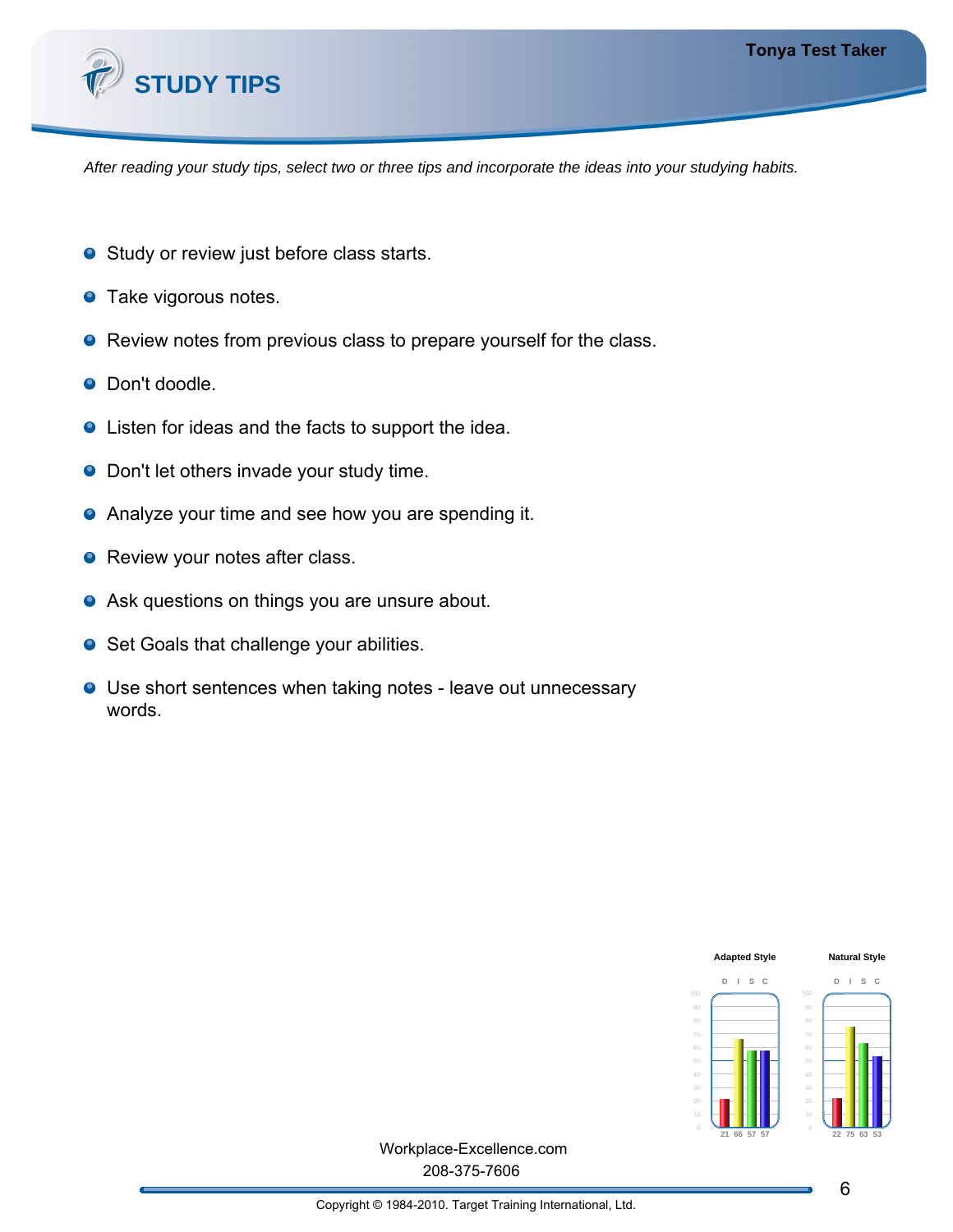# STUDY TIPS

*After reading your study tips, select two or three tips and incorporate the ideas into your studying habits.*

- Study or review just before class starts.
- Take vigorous notes.
- Review notes from previous class to prepare yourself for the class.
- Don't doodle.
- Listen for ideas and the facts to support the idea.
- Don't let others invade your study time.
- Analyze your time and see how you are spending it.
- Review your notes after class.
- Ask questions on things you are unsure about.
- Set Goals that challenge your abilities.
- Use short sentences when taking notes - leave out unnecessary words.

| | D | I | S | C |
|---|---|---|---|---|
| Adapted Style | 21 | 66 | 57 | 57 |
| Natural Style | 22 | 75 | 63 | 53 |

Workplace-Excellence.com
208-375-7606

Copyright © 1984-2010. Target Training International, Ltd.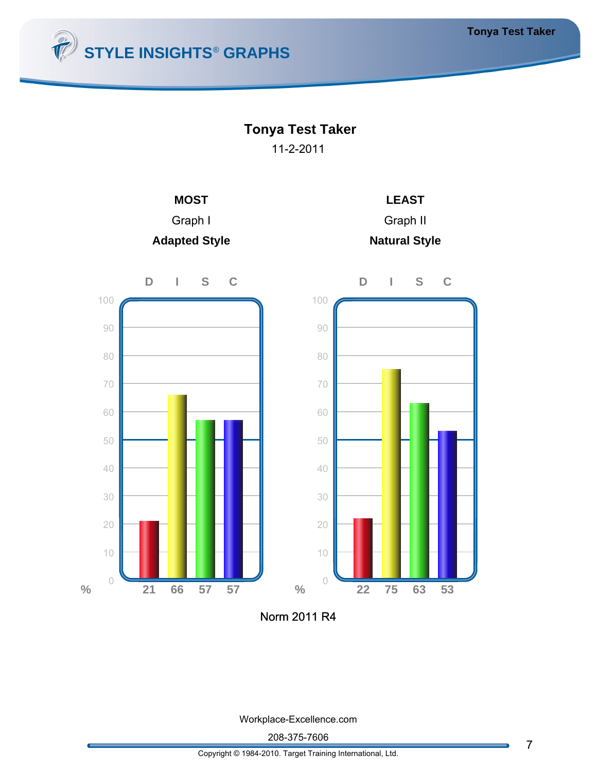# STYLE INSIGHTS® GRAPHS

## Tonya Test Taker

11-2-2011

| MOST | LEAST |
|---|---|
| Graph I | Graph II |
| **Adapted Style** | **Natural Style** |

**Graph I – Adapted Style**

| | D | I | S | C |
|---|---|---|---|---|
| % | 21 | 66 | 57 | 57 |

**Graph II – Natural Style**

| | D | I | S | C |
|---|---|---|---|---|
| % | 22 | 75 | 63 | 53 |

Norm 2011 R4

Workplace-Excellence.com

208-375-7606

Copyright © 1984-2010. Target Training International, Ltd.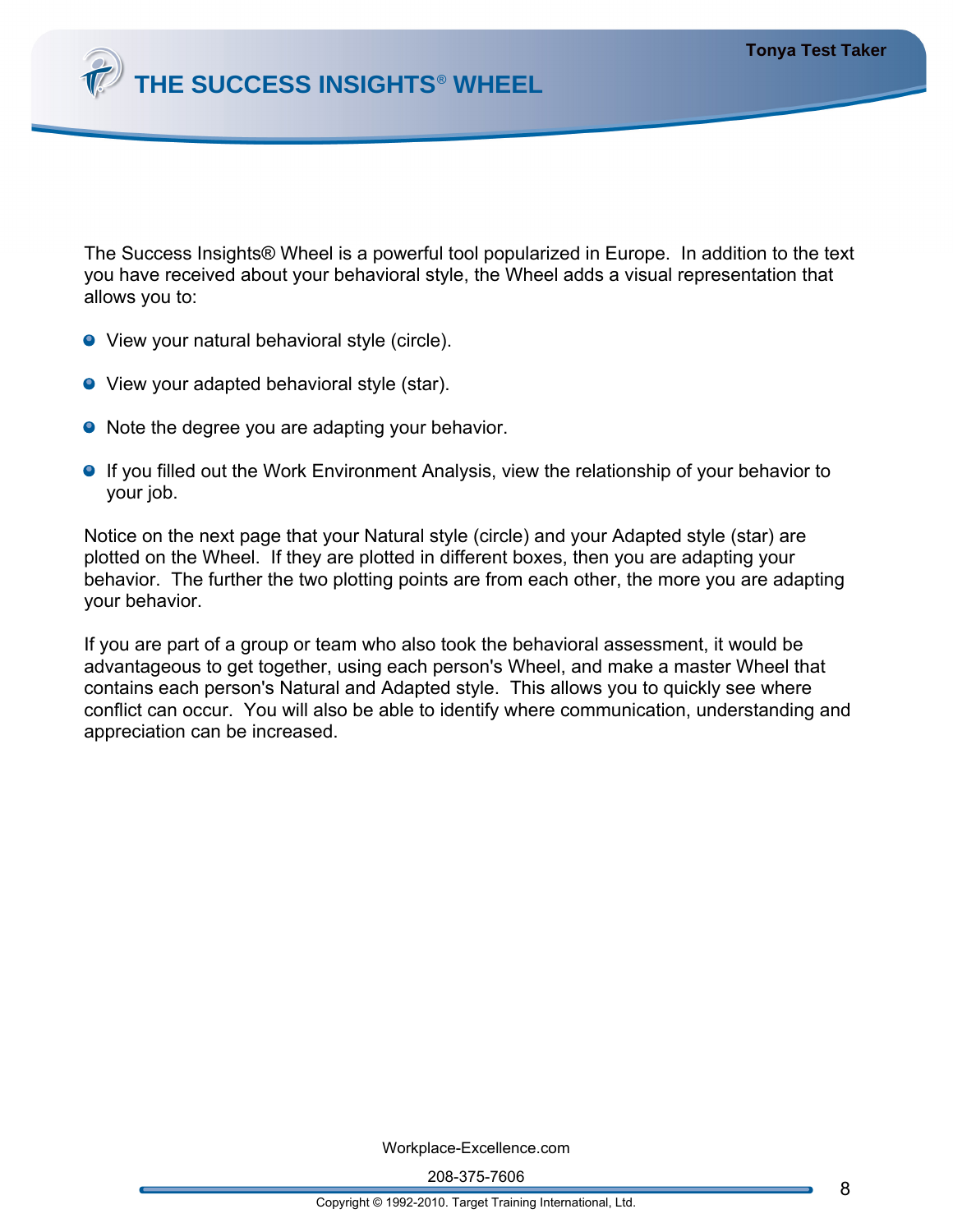# THE SUCCESS INSIGHTS® WHEEL

The Success Insights® Wheel is a powerful tool popularized in Europe. In addition to the text you have received about your behavioral style, the Wheel adds a visual representation that allows you to:

- View your natural behavioral style (circle).
- View your adapted behavioral style (star).
- Note the degree you are adapting your behavior.
- If you filled out the Work Environment Analysis, view the relationship of your behavior to your job.

Notice on the next page that your Natural style (circle) and your Adapted style (star) are plotted on the Wheel. If they are plotted in different boxes, then you are adapting your behavior. The further the two plotting points are from each other, the more you are adapting your behavior.

If you are part of a group or team who also took the behavioral assessment, it would be advantageous to get together, using each person's Wheel, and make a master Wheel that contains each person's Natural and Adapted style. This allows you to quickly see where conflict can occur. You will also be able to identify where communication, understanding and appreciation can be increased.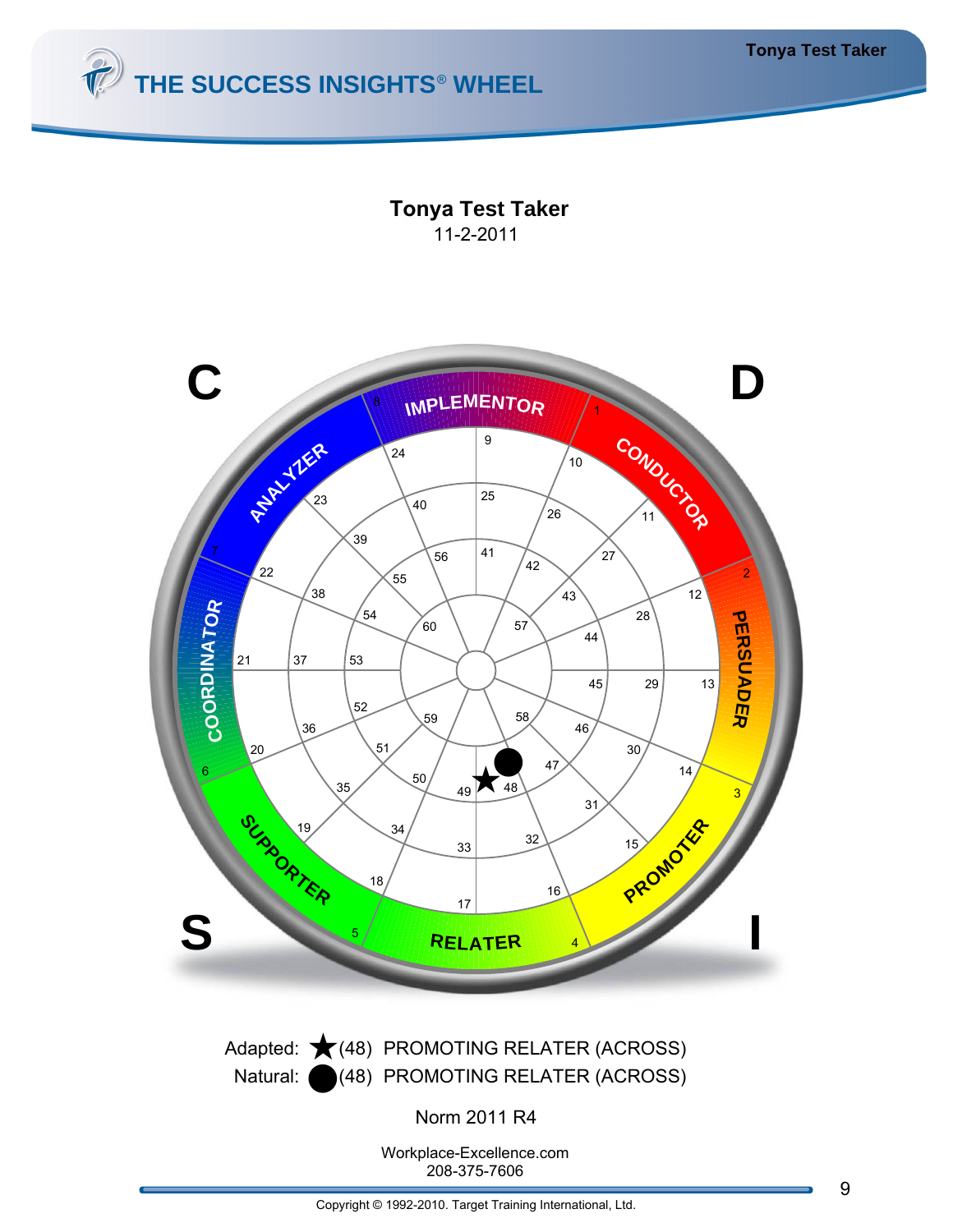# THE SUCCESS INSIGHTS® WHEEL

**Tonya Test Taker**
11-2-2011

Adapted: ★(48) PROMOTING RELATER (ACROSS)
Natural: ●(48) PROMOTING RELATER (ACROSS)

Norm 2011 R4

Workplace-Excellence.com
208-375-7606

Copyright © 1992-2010. Target Training International, Ltd.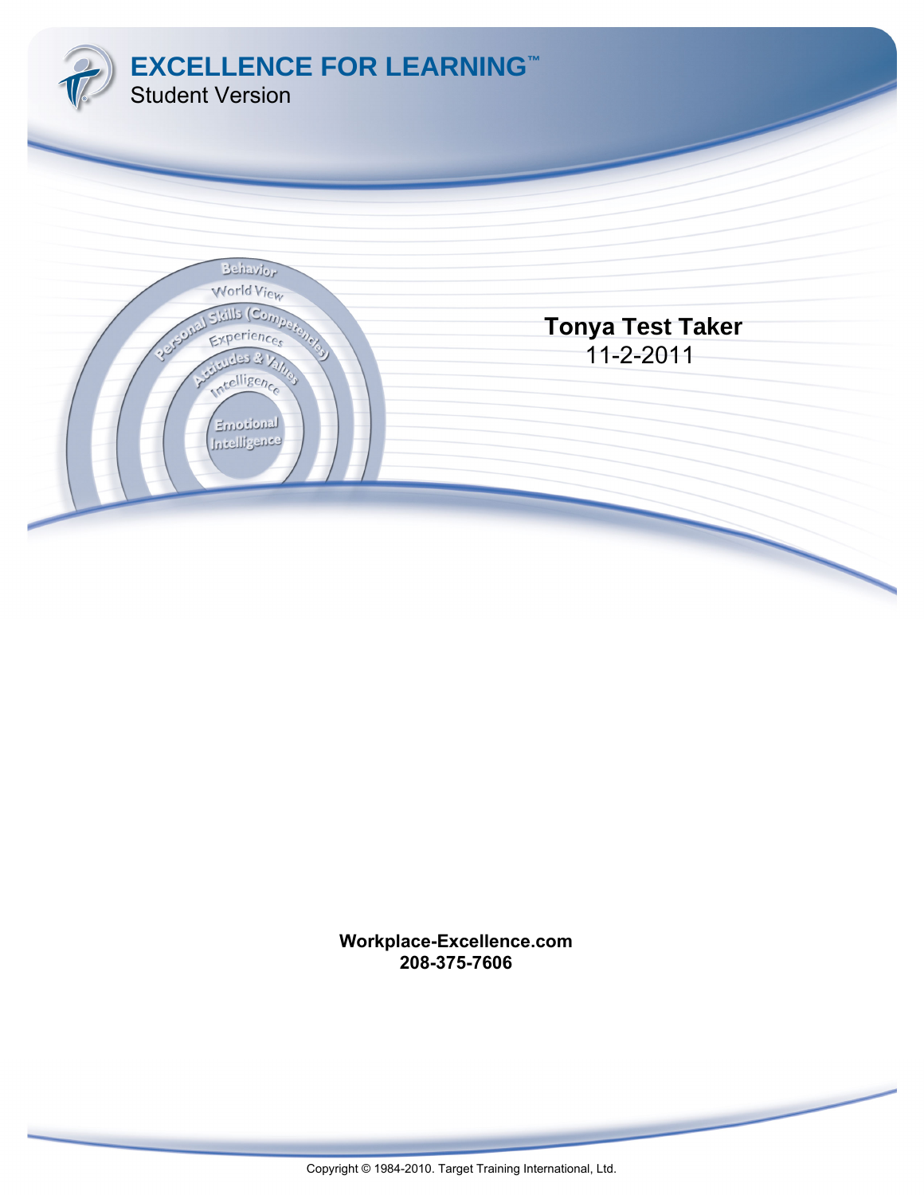# EXCELLENCE FOR LEARNING™

Student Version

**Tonya Test Taker**

11-2-2011

**Workplace-Excellence.com**
**208-375-7606**

Copyright © 1984-2010. Target Training International, Ltd.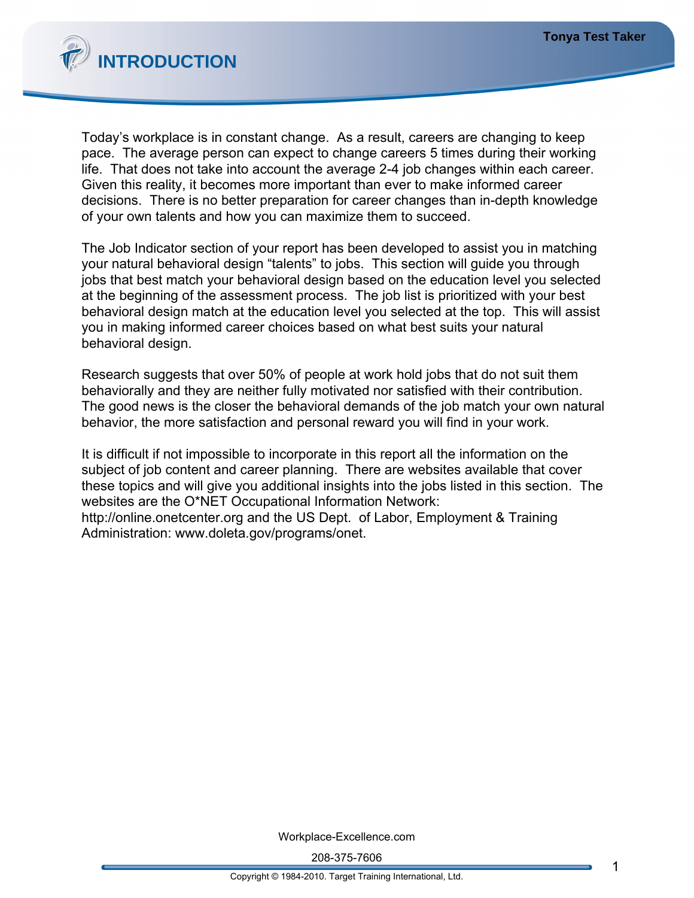# INTRODUCTION

Today's workplace is in constant change. As a result, careers are changing to keep pace. The average person can expect to change careers 5 times during their working life. That does not take into account the average 2-4 job changes within each career. Given this reality, it becomes more important than ever to make informed career decisions. There is no better preparation for career changes than in-depth knowledge of your own talents and how you can maximize them to succeed.

The Job Indicator section of your report has been developed to assist you in matching your natural behavioral design "talents" to jobs. This section will guide you through jobs that best match your behavioral design based on the education level you selected at the beginning of the assessment process. The job list is prioritized with your best behavioral design match at the education level you selected at the top. This will assist you in making informed career choices based on what best suits your natural behavioral design.

Research suggests that over 50% of people at work hold jobs that do not suit them behaviorally and they are neither fully motivated nor satisfied with their contribution. The good news is the closer the behavioral demands of the job match your own natural behavior, the more satisfaction and personal reward you will find in your work.

It is difficult if not impossible to incorporate in this report all the information on the subject of job content and career planning. There are websites available that cover these topics and will give you additional insights into the jobs listed in this section. The websites are the O*NET Occupational Information Network: http://online.onetcenter.org and the US Dept. of Labor, Employment & Training Administration: www.doleta.gov/programs/onet.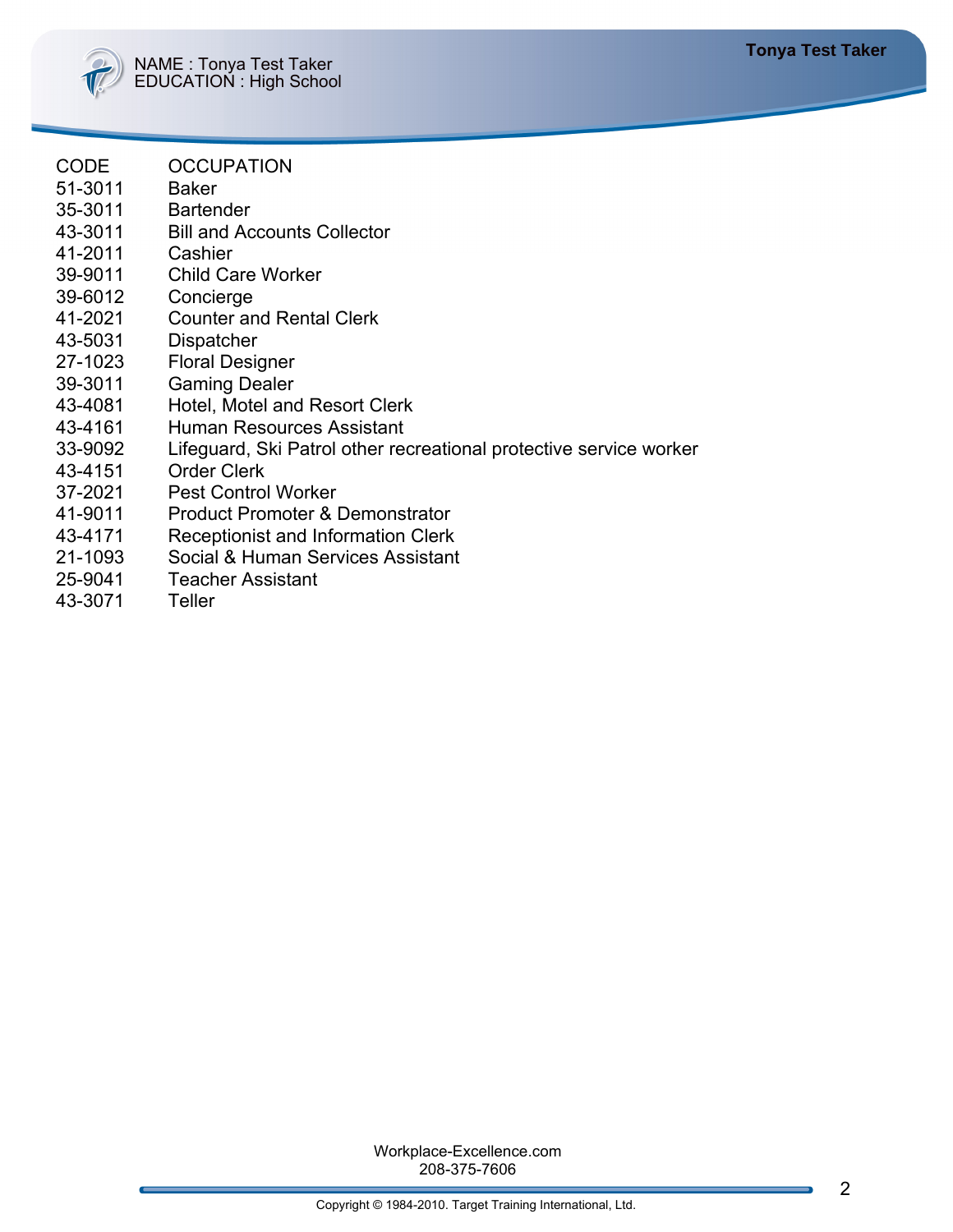NAME : Tonya Test Taker
EDUCATION : High School

| CODE | OCCUPATION |
|---|---|
| 51-3011 | Baker |
| 35-3011 | Bartender |
| 43-3011 | Bill and Accounts Collector |
| 41-2011 | Cashier |
| 39-9011 | Child Care Worker |
| 39-6012 | Concierge |
| 41-2021 | Counter and Rental Clerk |
| 43-5031 | Dispatcher |
| 27-1023 | Floral Designer |
| 39-3011 | Gaming Dealer |
| 43-4081 | Hotel, Motel and Resort Clerk |
| 43-4161 | Human Resources Assistant |
| 33-9092 | Lifeguard, Ski Patrol other recreational protective service worker |
| 43-4151 | Order Clerk |
| 37-2021 | Pest Control Worker |
| 41-9011 | Product Promoter & Demonstrator |
| 43-4171 | Receptionist and Information Clerk |
| 21-1093 | Social & Human Services Assistant |
| 25-9041 | Teacher Assistant |
| 43-3071 | Teller |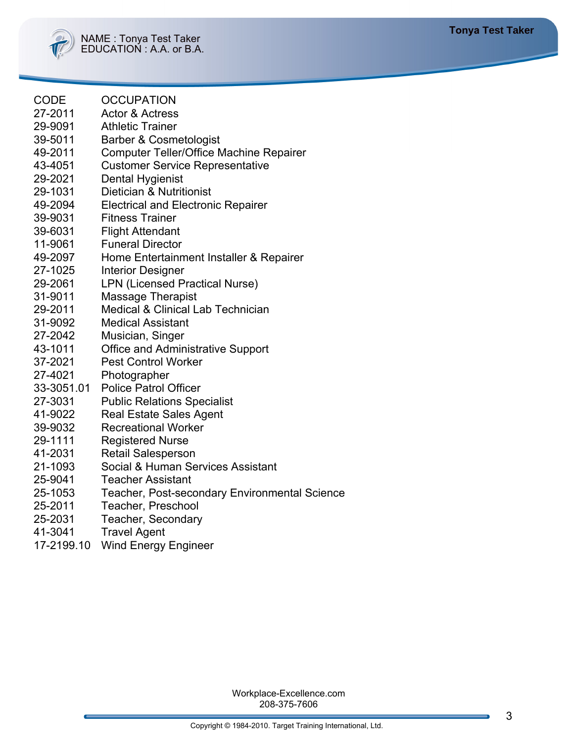NAME : Tonya Test Taker
EDUCATION : A.A. or B.A.

| CODE | OCCUPATION |
|---|---|
| 27-2011 | Actor & Actress |
| 29-9091 | Athletic Trainer |
| 39-5011 | Barber & Cosmetologist |
| 49-2011 | Computer Teller/Office Machine Repairer |
| 43-4051 | Customer Service Representative |
| 29-2021 | Dental Hygienist |
| 29-1031 | Dietician & Nutritionist |
| 49-2094 | Electrical and Electronic Repairer |
| 39-9031 | Fitness Trainer |
| 39-6031 | Flight Attendant |
| 11-9061 | Funeral Director |
| 49-2097 | Home Entertainment Installer & Repairer |
| 27-1025 | Interior Designer |
| 29-2061 | LPN (Licensed Practical Nurse) |
| 31-9011 | Massage Therapist |
| 29-2011 | Medical & Clinical Lab Technician |
| 31-9092 | Medical Assistant |
| 27-2042 | Musician, Singer |
| 43-1011 | Office and Administrative Support |
| 37-2021 | Pest Control Worker |
| 27-4021 | Photographer |
| 33-3051.01 | Police Patrol Officer |
| 27-3031 | Public Relations Specialist |
| 41-9022 | Real Estate Sales Agent |
| 39-9032 | Recreational Worker |
| 29-1111 | Registered Nurse |
| 41-2031 | Retail Salesperson |
| 21-1093 | Social & Human Services Assistant |
| 25-9041 | Teacher Assistant |
| 25-1053 | Teacher, Post-secondary Environmental Science |
| 25-2011 | Teacher, Preschool |
| 25-2031 | Teacher, Secondary |
| 41-3041 | Travel Agent |
| 17-2199.10 | Wind Energy Engineer |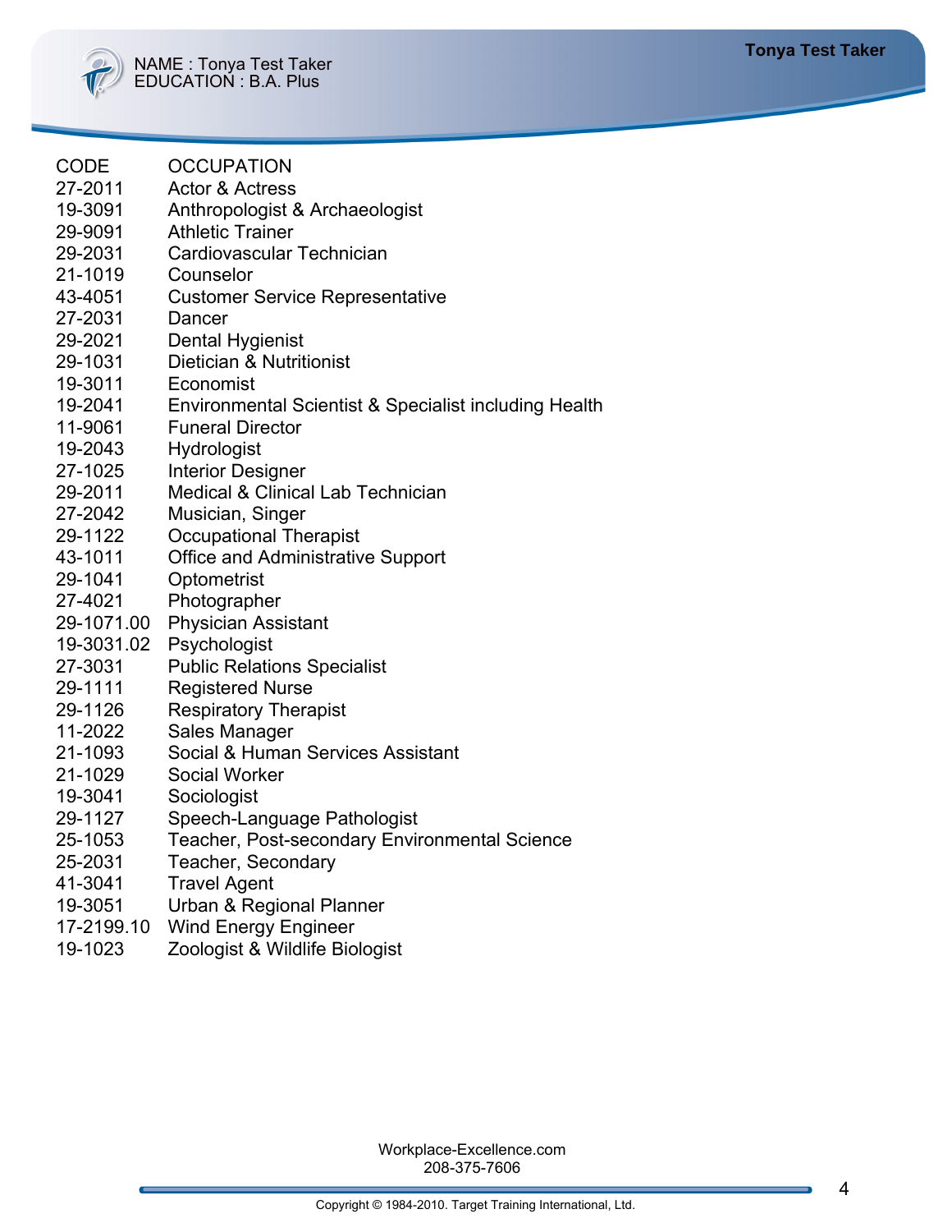NAME : Tonya Test Taker
EDUCATION : B.A. Plus

| CODE | OCCUPATION |
|---|---|
| 27-2011 | Actor & Actress |
| 19-3091 | Anthropologist & Archaeologist |
| 29-9091 | Athletic Trainer |
| 29-2031 | Cardiovascular Technician |
| 21-1019 | Counselor |
| 43-4051 | Customer Service Representative |
| 27-2031 | Dancer |
| 29-2021 | Dental Hygienist |
| 29-1031 | Dietician & Nutritionist |
| 19-3011 | Economist |
| 19-2041 | Environmental Scientist & Specialist including Health |
| 11-9061 | Funeral Director |
| 19-2043 | Hydrologist |
| 27-1025 | Interior Designer |
| 29-2011 | Medical & Clinical Lab Technician |
| 27-2042 | Musician, Singer |
| 29-1122 | Occupational Therapist |
| 43-1011 | Office and Administrative Support |
| 29-1041 | Optometrist |
| 27-4021 | Photographer |
| 29-1071.00 | Physician Assistant |
| 19-3031.02 | Psychologist |
| 27-3031 | Public Relations Specialist |
| 29-1111 | Registered Nurse |
| 29-1126 | Respiratory Therapist |
| 11-2022 | Sales Manager |
| 21-1093 | Social & Human Services Assistant |
| 21-1029 | Social Worker |
| 19-3041 | Sociologist |
| 29-1127 | Speech-Language Pathologist |
| 25-1053 | Teacher, Post-secondary Environmental Science |
| 25-2031 | Teacher, Secondary |
| 41-3041 | Travel Agent |
| 19-3051 | Urban & Regional Planner |
| 17-2199.10 | Wind Energy Engineer |
| 19-1023 | Zoologist & Wildlife Biologist |

Workplace-Excellence.com
208-375-7606

Copyright © 1984-2010. Target Training International, Ltd.